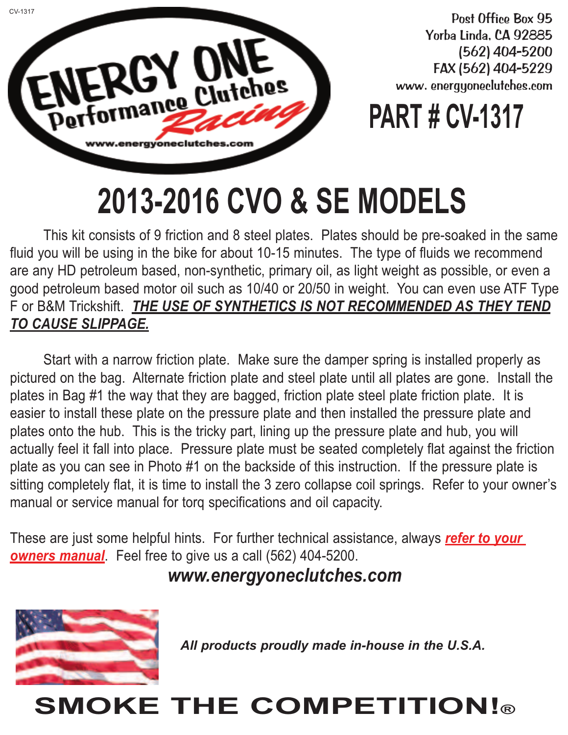CV-1317

ENERGY ONE Performance Clutches Racing
www.energyoneclutches.com

Post Office Box 95
Yorba Linda, CA 92885
(562) 404-5200
FAX (562) 404-5229
www. energyoneclutches.com

# PART # CV-1317

# 2013-2016 CVO & SE MODELS

This kit consists of 9 friction and 8 steel plates. Plates should be pre-soaked in the same fluid you will be using in the bike for about 10-15 minutes. The type of fluids we recommend are any HD petroleum based, non-synthetic, primary oil, as light weight as possible, or even a good petroleum based motor oil such as 10/40 or 20/50 in weight. You can even use ATF Type F or B&M Trickshift. ***<u>THE USE OF SYNTHETICS IS NOT RECOMMENDED AS THEY TEND TO CAUSE SLIPPAGE.</u>***

Start with a narrow friction plate. Make sure the damper spring is installed properly as pictured on the bag. Alternate friction plate and steel plate until all plates are gone. Install the plates in Bag #1 the way that they are bagged, friction plate steel plate friction plate. It is easier to install these plate on the pressure plate and then installed the pressure plate and plates onto the hub. This is the tricky part, lining up the pressure plate and hub, you will actually feel it fall into place. Pressure plate must be seated completely flat against the friction plate as you can see in Photo #1 on the backside of this instruction. If the pressure plate is sitting completely flat, it is time to install the 3 zero collapse coil springs. Refer to your owner's manual or service manual for torq specifications and oil capacity.

These are just some helpful hints. For further technical assistance, always ***<u>refer to your owners manual</u>***. Feel free to give us a call (562) 404-5200.

***www.energyoneclutches.com***

***All products proudly made in-house in the U.S.A.***

**SMOKE THE COMPETITION!®**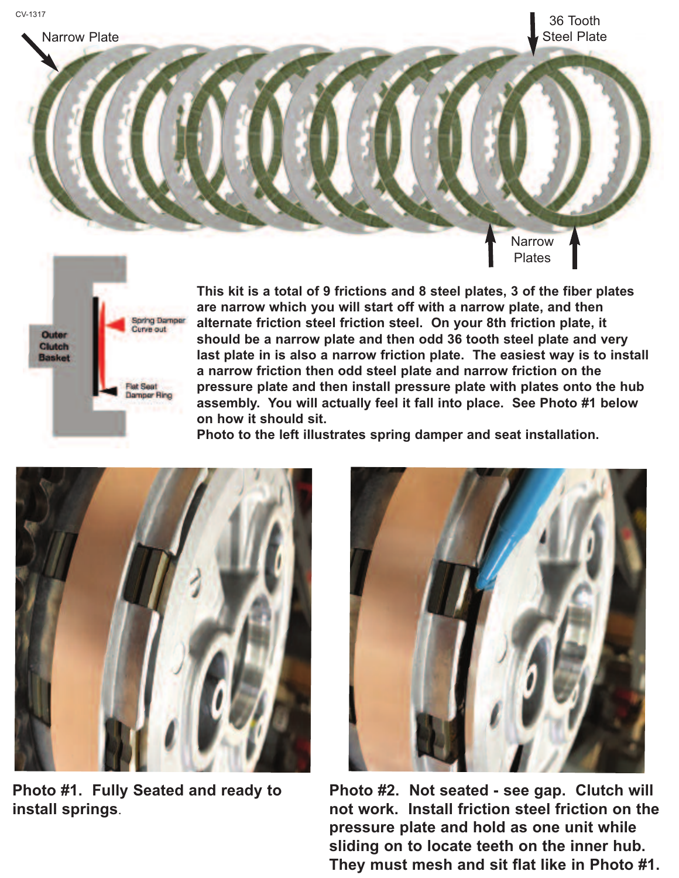CV-1317

Narrow Plate

36 Tooth Steel Plate

Narrow Plates

Spring Damper Curve out

Outer Clutch Basket

Flat Seat Damper Ring

**This kit is a total of 9 frictions and 8 steel plates, 3 of the fiber plates are narrow which you will start off with a narrow plate, and then alternate friction steel friction steel. On your 8th friction plate, it should be a narrow plate and then odd 36 tooth steel plate and very last plate in is also a narrow friction plate. The easiest way is to install a narrow friction then odd steel plate and narrow friction on the pressure plate and then install pressure plate with plates onto the hub assembly. You will actually feel it fall into place. See Photo #1 below on how it should sit.**

**Photo to the left illustrates spring damper and seat installation.**

**Photo #1. Fully Seated and ready to install springs.**

**Photo #2. Not seated - see gap. Clutch will not work. Install friction steel friction on the pressure plate and hold as one unit while sliding on to locate teeth on the inner hub. They must mesh and sit flat like in Photo #1.**